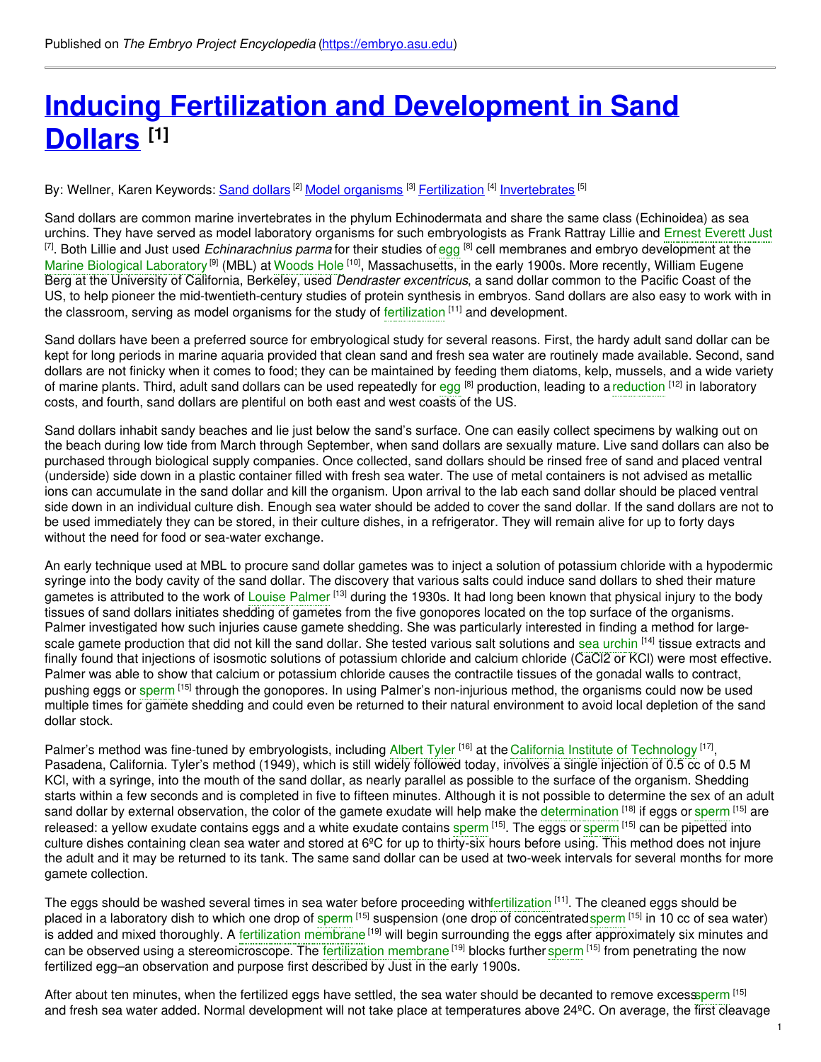Published on *The Embryo Project Encyclopedia* (https://embryo.asu.edu)

# Inducing Fertilization and Development in Sand Dollars [1]

By: Wellner, Karen Keywords: Sand dollars [2] Model organisms [3] Fertilization [4] Invertebrates [5]

Sand dollars are common marine invertebrates in the phylum Echinodermata and share the same class (Echinoidea) as sea urchins. They have served as model laboratory organisms for such embryologists as Frank Rattray Lillie and Ernest Everett Just [7]. Both Lillie and Just used *Echinarachnius parma* for their studies of egg [8] cell membranes and embryo development at the Marine Biological Laboratory [9] (MBL) at Woods Hole [10], Massachusetts, in the early 1900s. More recently, William Eugene Berg at the University of California, Berkeley, used *Dendraster excentricus*, a sand dollar common to the Pacific Coast of the US, to help pioneer the mid-twentieth-century studies of protein synthesis in embryos. Sand dollars are also easy to work with in the classroom, serving as model organisms for the study of fertilization [11] and development.

Sand dollars have been a preferred source for embryological study for several reasons. First, the hardy adult sand dollar can be kept for long periods in marine aquaria provided that clean sand and fresh sea water are routinely made available. Second, sand dollars are not finicky when it comes to food; they can be maintained by feeding them diatoms, kelp, mussels, and a wide variety of marine plants. Third, adult sand dollars can be used repeatedly for egg [8] production, leading to a reduction [12] in laboratory costs, and fourth, sand dollars are plentiful on both east and west coasts of the US.

Sand dollars inhabit sandy beaches and lie just below the sand's surface. One can easily collect specimens by walking out on the beach during low tide from March through September, when sand dollars are sexually mature. Live sand dollars can also be purchased through biological supply companies. Once collected, sand dollars should be rinsed free of sand and placed ventral (underside) side down in a plastic container filled with fresh sea water. The use of metal containers is not advised as metallic ions can accumulate in the sand dollar and kill the organism. Upon arrival to the lab each sand dollar should be placed ventral side down in an individual culture dish. Enough sea water should be added to cover the sand dollar. If the sand dollars are not to be used immediately they can be stored, in their culture dishes, in a refrigerator. They will remain alive for up to forty days without the need for food or sea-water exchange.

An early technique used at MBL to procure sand dollar gametes was to inject a solution of potassium chloride with a hypodermic syringe into the body cavity of the sand dollar. The discovery that various salts could induce sand dollars to shed their mature gametes is attributed to the work of Louise Palmer [13] during the 1930s. It had long been known that physical injury to the body tissues of sand dollars initiates shedding of gametes from the five gonopores located on the top surface of the organisms. Palmer investigated how such injuries cause gamete shedding. She was particularly interested in finding a method for large-scale gamete production that did not kill the sand dollar. She tested various salt solutions and sea urchin [14] tissue extracts and finally found that injections of isosmotic solutions of potassium chloride and calcium chloride ($CaCl_2$ or KCl) were most effective. Palmer was able to show that calcium or potassium chloride causes the contractile tissues of the gonadal walls to contract, pushing eggs or sperm [15] through the gonopores. In using Palmer's non-injurious method, the organisms could now be used multiple times for gamete shedding and could even be returned to their natural environment to avoid local depletion of the sand dollar stock.

Palmer's method was fine-tuned by embryologists, including Albert Tyler [16] at the California Institute of Technology [17], Pasadena, California. Tyler's method (1949), which is still widely followed today, involves a single injection of 0.5 cc of 0.5 M KCl, with a syringe, into the mouth of the sand dollar, as nearly parallel as possible to the surface of the organism. Shedding starts within a few seconds and is completed in five to fifteen minutes. Although it is not possible to determine the sex of an adult sand dollar by external observation, the color of the gamete exudate will help make the determination [18] if eggs or sperm [15] are released: a yellow exudate contains eggs and a white exudate contains sperm [15]. The eggs or sperm [15] can be pipetted into culture dishes containing clean sea water and stored at 6ºC for up to thirty-six hours before using. This method does not injure the adult and it may be returned to its tank. The same sand dollar can be used at two-week intervals for several months for more gamete collection.

The eggs should be washed several times in sea water before proceeding with fertilization [11]. The cleaned eggs should be placed in a laboratory dish to which one drop of sperm [15] suspension (one drop of concentrated sperm [15] in 10 cc of sea water) is added and mixed thoroughly. A fertilization membrane [19] will begin surrounding the eggs after approximately six minutes and can be observed using a stereomicroscope. The fertilization membrane [19] blocks further sperm [15] from penetrating the now fertilized egg–an observation and purpose first described by Just in the early 1900s.

After about ten minutes, when the fertilized eggs have settled, the sea water should be decanted to remove excess sperm [15] and fresh sea water added. Normal development will not take place at temperatures above 24ºC. On average, the first cleavage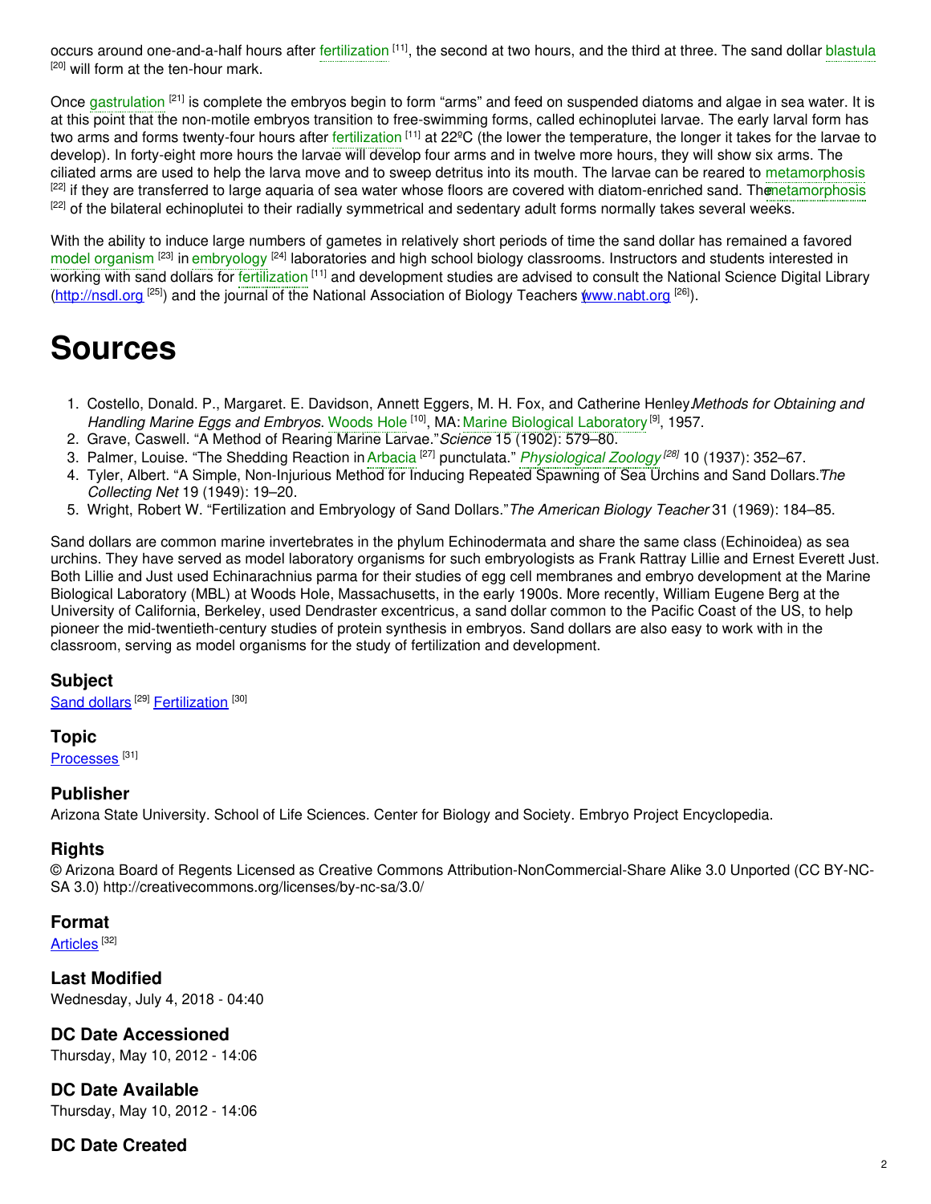occurs around one-and-a-half hours after fertilization [11], the second at two hours, and the third at three. The sand dollar blastula [20] will form at the ten-hour mark.

Once gastrulation [21] is complete the embryos begin to form "arms" and feed on suspended diatoms and algae in sea water. It is at this point that the non-motile embryos transition to free-swimming forms, called echinoplutei larvae. The early larval form has two arms and forms twenty-four hours after fertilization [11] at 22ºC (the lower the temperature, the longer it takes for the larvae to develop). In forty-eight more hours the larvae will develop four arms and in twelve more hours, they will show six arms. The ciliated arms are used to help the larva move and to sweep detritus into its mouth. The larvae can be reared to metamorphosis [22] if they are transferred to large aquaria of sea water whose floors are covered with diatom-enriched sand. The metamorphosis [22] of the bilateral echinoplutei to their radially symmetrical and sedentary adult forms normally takes several weeks.

With the ability to induce large numbers of gametes in relatively short periods of time the sand dollar has remained a favored model organism [23] in embryology [24] laboratories and high school biology classrooms. Instructors and students interested in working with sand dollars for fertilization [11] and development studies are advised to consult the National Science Digital Library (http://nsdl.org [25]) and the journal of the National Association of Biology Teachers (www.nabt.org [26]).

# Sources

1. Costello, Donald. P., Margaret. E. Davidson, Annett Eggers, M. H. Fox, and Catherine Henley. *Methods for Obtaining and Handling Marine Eggs and Embryos*. Woods Hole [10], MA: Marine Biological Laboratory [9], 1957.
2. Grave, Caswell. "A Method of Rearing Marine Larvae." *Science* 15 (1902): 579–80.
3. Palmer, Louise. "The Shedding Reaction in Arbacia [27] punctulata." *Physiological Zoology* [28] 10 (1937): 352–67.
4. Tyler, Albert. "A Simple, Non-Injurious Method for Inducing Repeated Spawning of Sea Urchins and Sand Dollars." *The Collecting Net* 19 (1949): 19–20.
5. Wright, Robert W. "Fertilization and Embryology of Sand Dollars." *The American Biology Teacher* 31 (1969): 184–85.

Sand dollars are common marine invertebrates in the phylum Echinodermata and share the same class (Echinoidea) as sea urchins. They have served as model laboratory organisms for such embryologists as Frank Rattray Lillie and Ernest Everett Just. Both Lillie and Just used Echinarachnius parma for their studies of egg cell membranes and embryo development at the Marine Biological Laboratory (MBL) at Woods Hole, Massachusetts, in the early 1900s. More recently, William Eugene Berg at the University of California, Berkeley, used Dendraster excentricus, a sand dollar common to the Pacific Coast of the US, to help pioneer the mid-twentieth-century studies of protein synthesis in embryos. Sand dollars are also easy to work with in the classroom, serving as model organisms for the study of fertilization and development.

### Subject

Sand dollars [29] Fertilization [30]

### Topic

Processes [31]

### Publisher

Arizona State University. School of Life Sciences. Center for Biology and Society. Embryo Project Encyclopedia.

### Rights

© Arizona Board of Regents Licensed as Creative Commons Attribution-NonCommercial-Share Alike 3.0 Unported (CC BY-NC-SA 3.0) http://creativecommons.org/licenses/by-nc-sa/3.0/

### Format

Articles [32]

### Last Modified

Wednesday, July 4, 2018 - 04:40

### DC Date Accessioned

Thursday, May 10, 2012 - 14:06

### DC Date Available

Thursday, May 10, 2012 - 14:06

### DC Date Created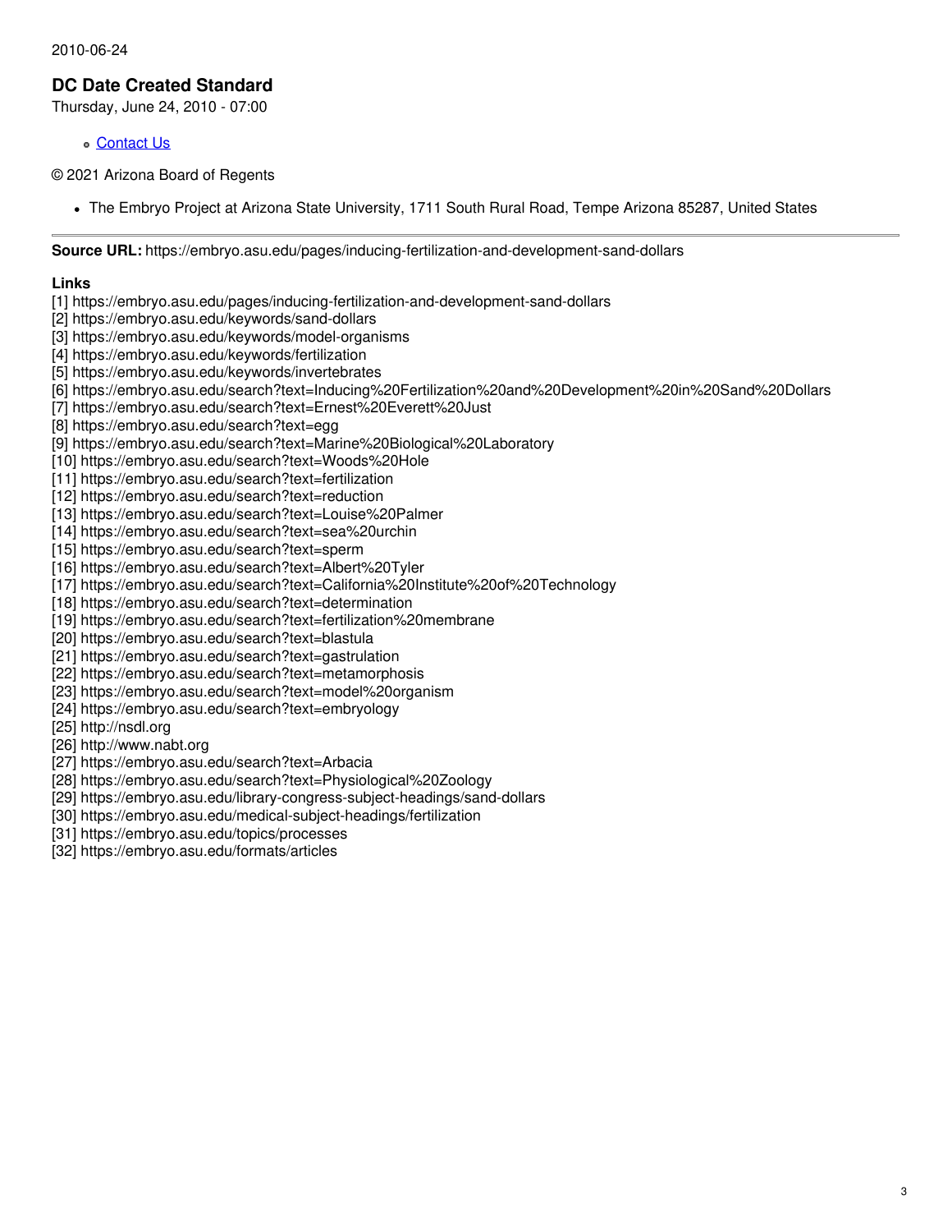2010-06-24

### DC Date Created Standard

Thursday, June 24, 2010 - 07:00

- Contact Us

© 2021 Arizona Board of Regents

- The Embryo Project at Arizona State University, 1711 South Rural Road, Tempe Arizona 85287, United States

---

**Source URL:** https://embryo.asu.edu/pages/inducing-fertilization-and-development-sand-dollars

**Links**

[1] https://embryo.asu.edu/pages/inducing-fertilization-and-development-sand-dollars
[2] https://embryo.asu.edu/keywords/sand-dollars
[3] https://embryo.asu.edu/keywords/model-organisms
[4] https://embryo.asu.edu/keywords/fertilization
[5] https://embryo.asu.edu/keywords/invertebrates
[6] https://embryo.asu.edu/search?text=Inducing%20Fertilization%20and%20Development%20in%20Sand%20Dollars
[7] https://embryo.asu.edu/search?text=Ernest%20Everett%20Just
[8] https://embryo.asu.edu/search?text=egg
[9] https://embryo.asu.edu/search?text=Marine%20Biological%20Laboratory
[10] https://embryo.asu.edu/search?text=Woods%20Hole
[11] https://embryo.asu.edu/search?text=fertilization
[12] https://embryo.asu.edu/search?text=reduction
[13] https://embryo.asu.edu/search?text=Louise%20Palmer
[14] https://embryo.asu.edu/search?text=sea%20urchin
[15] https://embryo.asu.edu/search?text=sperm
[16] https://embryo.asu.edu/search?text=Albert%20Tyler
[17] https://embryo.asu.edu/search?text=California%20Institute%20of%20Technology
[18] https://embryo.asu.edu/search?text=determination
[19] https://embryo.asu.edu/search?text=fertilization%20membrane
[20] https://embryo.asu.edu/search?text=blastula
[21] https://embryo.asu.edu/search?text=gastrulation
[22] https://embryo.asu.edu/search?text=metamorphosis
[23] https://embryo.asu.edu/search?text=model%20organism
[24] https://embryo.asu.edu/search?text=embryology
[25] http://nsdl.org
[26] http://www.nabt.org
[27] https://embryo.asu.edu/search?text=Arbacia
[28] https://embryo.asu.edu/search?text=Physiological%20Zoology
[29] https://embryo.asu.edu/library-congress-subject-headings/sand-dollars
[30] https://embryo.asu.edu/medical-subject-headings/fertilization
[31] https://embryo.asu.edu/topics/processes
[32] https://embryo.asu.edu/formats/articles